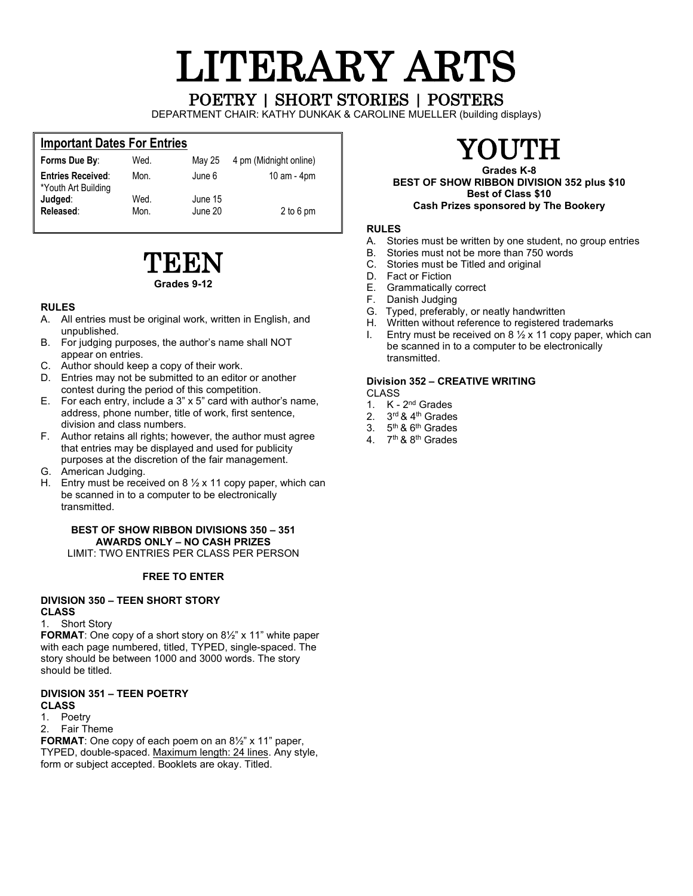# LITERARY ARTS

## POETRY | SHORT STORIES | POSTERS

DEPARTMENT CHAIR: KATHY DUNKAK & CAROLINE MUELLER (building displays)

### Important Dates For Entries

| | | | |
|---|---|---|---|
| **Forms Due By**: | Wed. | May 25 | 4 pm (Midnight online) |
| **Entries Received**: *Youth Art Building | Mon. | June 6 | 10 am - 4pm |
| **Judged**: | Wed. | June 15 | |
| **Released**: | Mon. | June 20 | 2 to 6 pm |

# TEEN

**Grades 9-12**

**RULES**

A. All entries must be original work, written in English, and unpublished.
B. For judging purposes, the author's name shall NOT appear on entries.
C. Author should keep a copy of their work.
D. Entries may not be submitted to an editor or another contest during the period of this competition.
E. For each entry, include a 3" x 5" card with author's name, address, phone number, title of work, first sentence, division and class numbers.
F. Author retains all rights; however, the author must agree that entries may be displayed and used for publicity purposes at the discretion of the fair management.
G. American Judging.
H. Entry must be received on 8 ½ x 11 copy paper, which can be scanned in to a computer to be electronically transmitted.

**BEST OF SHOW RIBBON DIVISIONS 350 – 351**
**AWARDS ONLY – NO CASH PRIZES**
LIMIT: TWO ENTRIES PER CLASS PER PERSON

**FREE TO ENTER**

**DIVISION 350 – TEEN SHORT STORY**
**CLASS**

1. Short Story

**FORMAT**: One copy of a short story on 8½" x 11" white paper with each page numbered, titled, TYPED, single-spaced. The story should be between 1000 and 3000 words. The story should be titled.

**DIVISION 351 – TEEN POETRY**
**CLASS**

1. Poetry
2. Fair Theme

**FORMAT**: One copy of each poem on an 8½" x 11" paper, TYPED, double-spaced. Maximum length: 24 lines. Any style, form or subject accepted. Booklets are okay. Titled.

# YOUTH

**Grades K-8**
**BEST OF SHOW RIBBON DIVISION 352 plus $10**
**Best of Class $10**
**Cash Prizes sponsored by The Bookery**

**RULES**

A. Stories must be written by one student, no group entries
B. Stories must not be more than 750 words
C. Stories must be Titled and original
D. Fact or Fiction
E. Grammatically correct
F. Danish Judging
G. Typed, preferably, or neatly handwritten
H. Written without reference to registered trademarks
I. Entry must be received on 8 ½ x 11 copy paper, which can be scanned in to a computer to be electronically transmitted.

**Division 352 – CREATIVE WRITING**
CLASS

1. K - 2nd Grades
2. 3rd & 4th Grades
3. 5th & 6th Grades
4. 7th & 8th Grades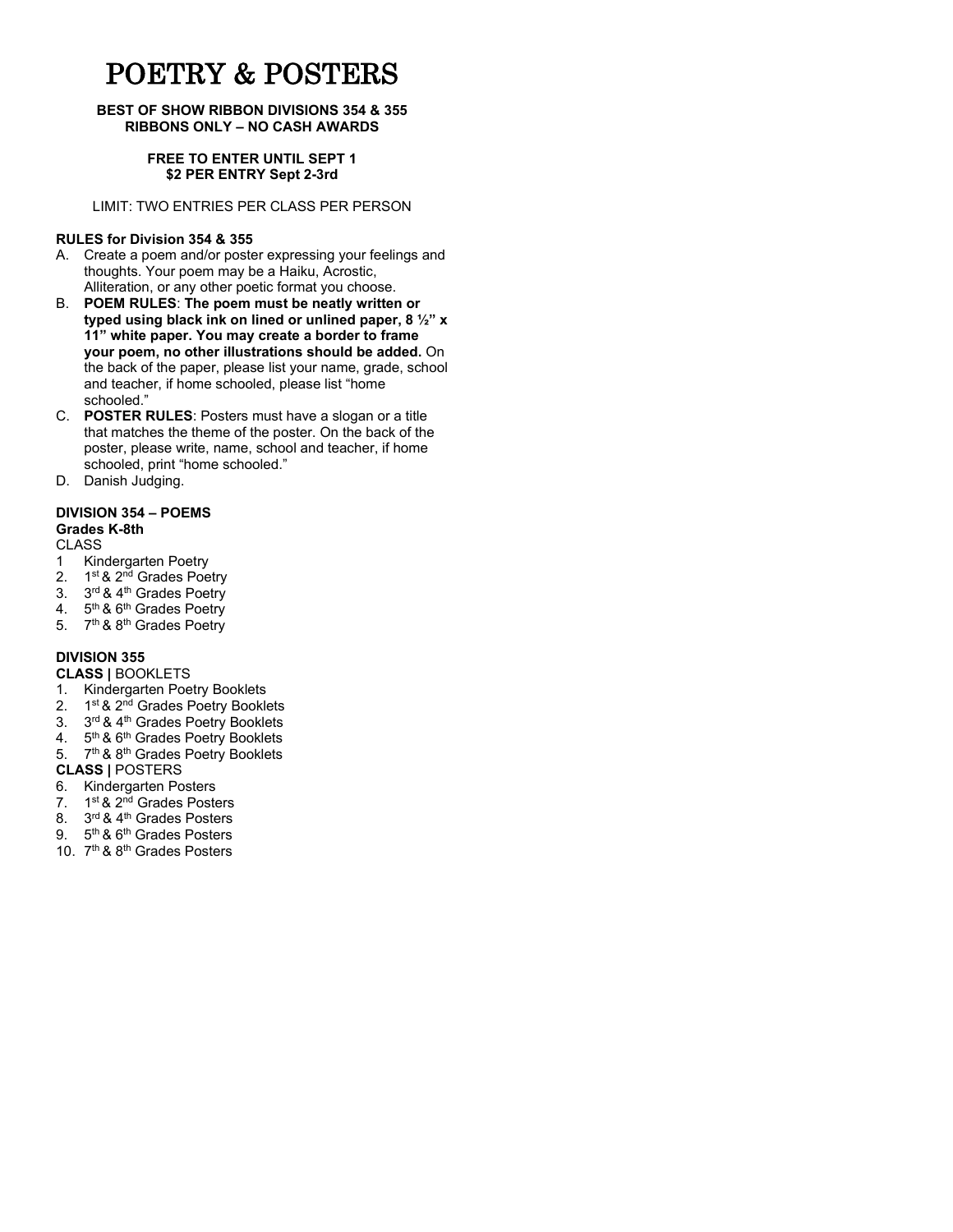# POETRY & POSTERS

**BEST OF SHOW RIBBON DIVISIONS 354 & 355**
**RIBBONS ONLY – NO CASH AWARDS**

**FREE TO ENTER UNTIL SEPT 1**
**$2 PER ENTRY Sept 2-3rd**

LIMIT: TWO ENTRIES PER CLASS PER PERSON

**RULES for Division 354 & 355**

A. Create a poem and/or poster expressing your feelings and thoughts. Your poem may be a Haiku, Acrostic, Alliteration, or any other poetic format you choose.
B. **POEM RULES**: **The poem must be neatly written or typed using black ink on lined or unlined paper, 8 ½" x 11" white paper. You may create a border to frame your poem, no other illustrations should be added.** On the back of the paper, please list your name, grade, school and teacher, if home schooled, please list "home schooled."
C. **POSTER RULES**: Posters must have a slogan or a title that matches the theme of the poster. On the back of the poster, please write, name, school and teacher, if home schooled, print "home schooled."
D. Danish Judging.

**DIVISION 354 – POEMS**
**Grades K-8th**

CLASS

1 Kindergarten Poetry
2. 1st & 2nd Grades Poetry
3. 3rd & 4th Grades Poetry
4. 5th & 6th Grades Poetry
5. 7th & 8th Grades Poetry

**DIVISION 355**

**CLASS |** BOOKLETS

1. Kindergarten Poetry Booklets
2. 1st & 2nd Grades Poetry Booklets
3. 3rd & 4th Grades Poetry Booklets
4. 5th & 6th Grades Poetry Booklets
5. 7th & 8th Grades Poetry Booklets

**CLASS |** POSTERS

6. Kindergarten Posters
7. 1st & 2nd Grades Posters
8. 3rd & 4th Grades Posters
9. 5th & 6th Grades Posters
10. 7th & 8th Grades Posters